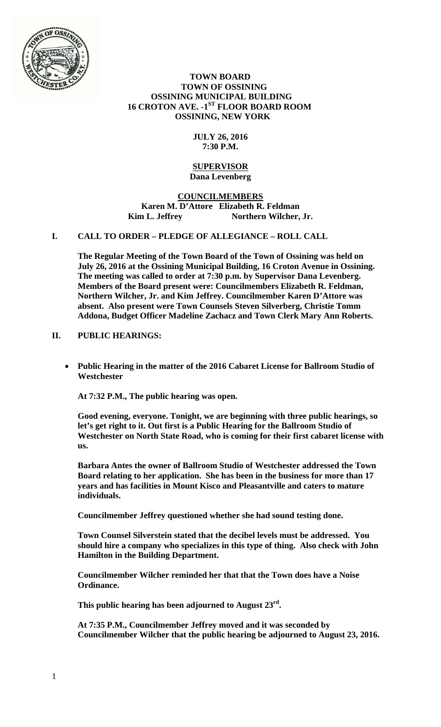**TOWN BOARD**
**TOWN OF OSSINING**
**OSSINING MUNICIPAL BUILDING**
**16 CROTON AVE. -1ST FLOOR BOARD ROOM**
**OSSINING, NEW YORK**

**JULY 26, 2016**
**7:30 P.M.**

**SUPERVISOR**
**Dana Levenberg**

**COUNCILMEMBERS**
**Karen M. D'Attore Elizabeth R. Feldman**
**Kim L. Jeffrey Northern Wilcher, Jr.**

## I. CALL TO ORDER – PLEDGE OF ALLEGIANCE – ROLL CALL

**The Regular Meeting of the Town Board of the Town of Ossining was held on July 26, 2016 at the Ossining Municipal Building, 16 Croton Avenue in Ossining. The meeting was called to order at 7:30 p.m. by Supervisor Dana Levenberg. Members of the Board present were: Councilmembers Elizabeth R. Feldman, Northern Wilcher, Jr. and Kim Jeffrey. Councilmember Karen D'Attore was absent. Also present were Town Counsels Steven Silverberg, Christie Tomm Addona, Budget Officer Madeline Zachacz and Town Clerk Mary Ann Roberts.**

## II. PUBLIC HEARINGS:

- **Public Hearing in the matter of the 2016 Cabaret License for Ballroom Studio of Westchester**

**At 7:32 P.M., The public hearing was open.**

**Good evening, everyone. Tonight, we are beginning with three public hearings, so let's get right to it. Out first is a Public Hearing for the Ballroom Studio of Westchester on North State Road, who is coming for their first cabaret license with us.**

**Barbara Antes the owner of Ballroom Studio of Westchester addressed the Town Board relating to her application. She has been in the business for more than 17 years and has facilities in Mount Kisco and Pleasantville and caters to mature individuals.**

**Councilmember Jeffrey questioned whether she had sound testing done.**

**Town Counsel Silverstein stated that the decibel levels must be addressed. You should hire a company who specializes in this type of thing. Also check with John Hamilton in the Building Department.**

**Councilmember Wilcher reminded her that that the Town does have a Noise Ordinance.**

**This public hearing has been adjourned to August 23rd.**

**At 7:35 P.M., Councilmember Jeffrey moved and it was seconded by Councilmember Wilcher that the public hearing be adjourned to August 23, 2016.**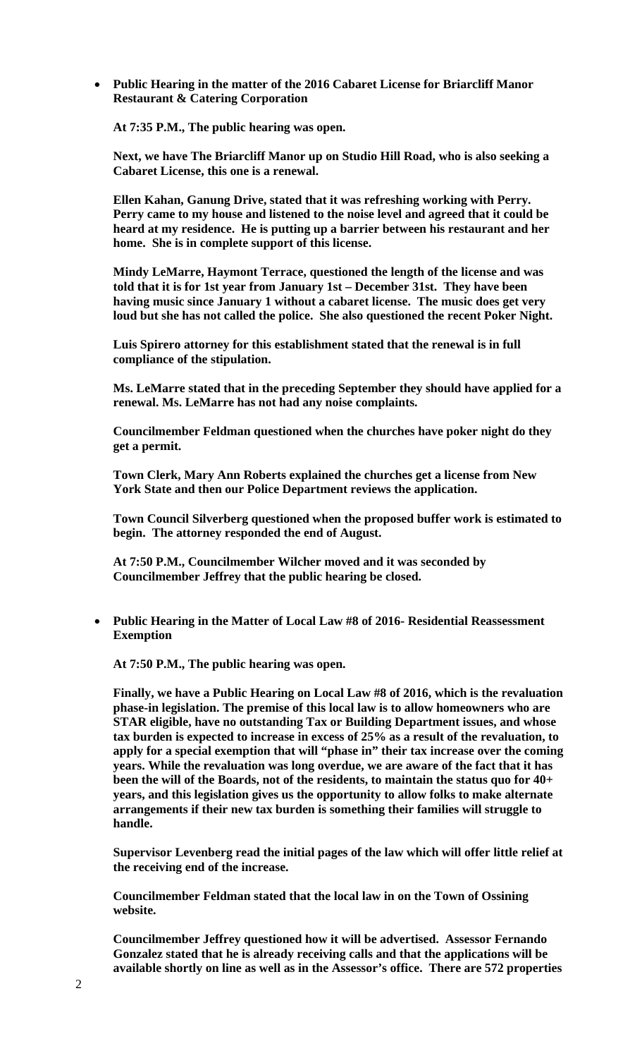- **Public Hearing in the matter of the 2016 Cabaret License for Briarcliff Manor Restaurant & Catering Corporation**

**At 7:35 P.M., The public hearing was open.**

**Next, we have The Briarcliff Manor up on Studio Hill Road, who is also seeking a Cabaret License, this one is a renewal.**

**Ellen Kahan, Ganung Drive, stated that it was refreshing working with Perry. Perry came to my house and listened to the noise level and agreed that it could be heard at my residence. He is putting up a barrier between his restaurant and her home. She is in complete support of this license.**

**Mindy LeMarre, Haymont Terrace, questioned the length of the license and was told that it is for 1st year from January 1st – December 31st. They have been having music since January 1 without a cabaret license. The music does get very loud but she has not called the police. She also questioned the recent Poker Night.**

**Luis Spirero attorney for this establishment stated that the renewal is in full compliance of the stipulation.**

**Ms. LeMarre stated that in the preceding September they should have applied for a renewal. Ms. LeMarre has not had any noise complaints.**

**Councilmember Feldman questioned when the churches have poker night do they get a permit.**

**Town Clerk, Mary Ann Roberts explained the churches get a license from New York State and then our Police Department reviews the application.**

**Town Council Silverberg questioned when the proposed buffer work is estimated to begin. The attorney responded the end of August.**

**At 7:50 P.M., Councilmember Wilcher moved and it was seconded by Councilmember Jeffrey that the public hearing be closed.**

- **Public Hearing in the Matter of Local Law #8 of 2016- Residential Reassessment Exemption**

**At 7:50 P.M., The public hearing was open.**

**Finally, we have a Public Hearing on Local Law #8 of 2016, which is the revaluation phase-in legislation. The premise of this local law is to allow homeowners who are STAR eligible, have no outstanding Tax or Building Department issues, and whose tax burden is expected to increase in excess of 25% as a result of the revaluation, to apply for a special exemption that will "phase in" their tax increase over the coming years. While the revaluation was long overdue, we are aware of the fact that it has been the will of the Boards, not of the residents, to maintain the status quo for 40+ years, and this legislation gives us the opportunity to allow folks to make alternate arrangements if their new tax burden is something their families will struggle to handle.**

**Supervisor Levenberg read the initial pages of the law which will offer little relief at the receiving end of the increase.**

**Councilmember Feldman stated that the local law in on the Town of Ossining website.**

**Councilmember Jeffrey questioned how it will be advertised. Assessor Fernando Gonzalez stated that he is already receiving calls and that the applications will be available shortly on line as well as in the Assessor's office. There are 572 properties**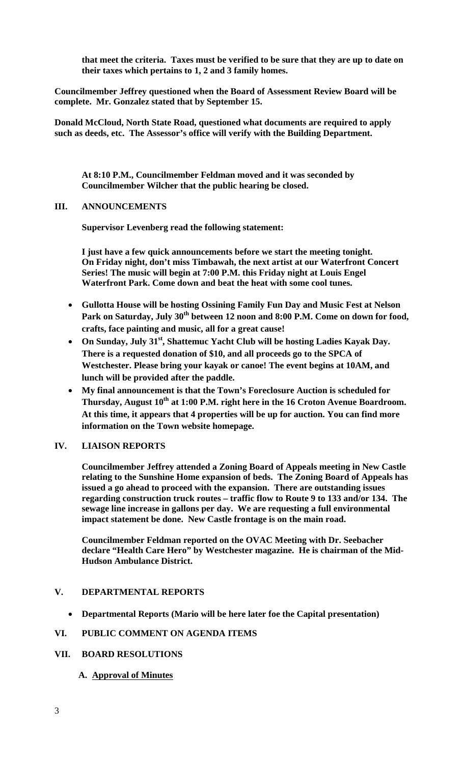**that meet the criteria. Taxes must be verified to be sure that they are up to date on their taxes which pertains to 1, 2 and 3 family homes.**

**Councilmember Jeffrey questioned when the Board of Assessment Review Board will be complete. Mr. Gonzalez stated that by September 15.**

**Donald McCloud, North State Road, questioned what documents are required to apply such as deeds, etc. The Assessor's office will verify with the Building Department.**

**At 8:10 P.M., Councilmember Feldman moved and it was seconded by Councilmember Wilcher that the public hearing be closed.**

## III. ANNOUNCEMENTS

**Supervisor Levenberg read the following statement:**

**I just have a few quick announcements before we start the meeting tonight. On Friday night, don't miss Timbawah, the next artist at our Waterfront Concert Series! The music will begin at 7:00 P.M. this Friday night at Louis Engel Waterfront Park. Come down and beat the heat with some cool tunes.**

- **Gullotta House will be hosting Ossining Family Fun Day and Music Fest at Nelson Park on Saturday, July 30th between 12 noon and 8:00 P.M. Come on down for food, crafts, face painting and music, all for a great cause!**
- **On Sunday, July 31st, Shattemuc Yacht Club will be hosting Ladies Kayak Day. There is a requested donation of $10, and all proceeds go to the SPCA of Westchester. Please bring your kayak or canoe! The event begins at 10AM, and lunch will be provided after the paddle.**
- **My final announcement is that the Town's Foreclosure Auction is scheduled for Thursday, August 10th at 1:00 P.M. right here in the 16 Croton Avenue Boardroom. At this time, it appears that 4 properties will be up for auction. You can find more information on the Town website homepage.**

## IV. LIAISON REPORTS

**Councilmember Jeffrey attended a Zoning Board of Appeals meeting in New Castle relating to the Sunshine Home expansion of beds. The Zoning Board of Appeals has issued a go ahead to proceed with the expansion. There are outstanding issues regarding construction truck routes – traffic flow to Route 9 to 133 and/or 134. The sewage line increase in gallons per day. We are requesting a full environmental impact statement be done. New Castle frontage is on the main road.**

**Councilmember Feldman reported on the OVAC Meeting with Dr. Seebacher declare "Health Care Hero" by Westchester magazine. He is chairman of the Mid-Hudson Ambulance District.**

## V. DEPARTMENTAL REPORTS

- **Departmental Reports (Mario will be here later foe the Capital presentation)**

## VI. PUBLIC COMMENT ON AGENDA ITEMS

## VII. BOARD RESOLUTIONS

### A. Approval of Minutes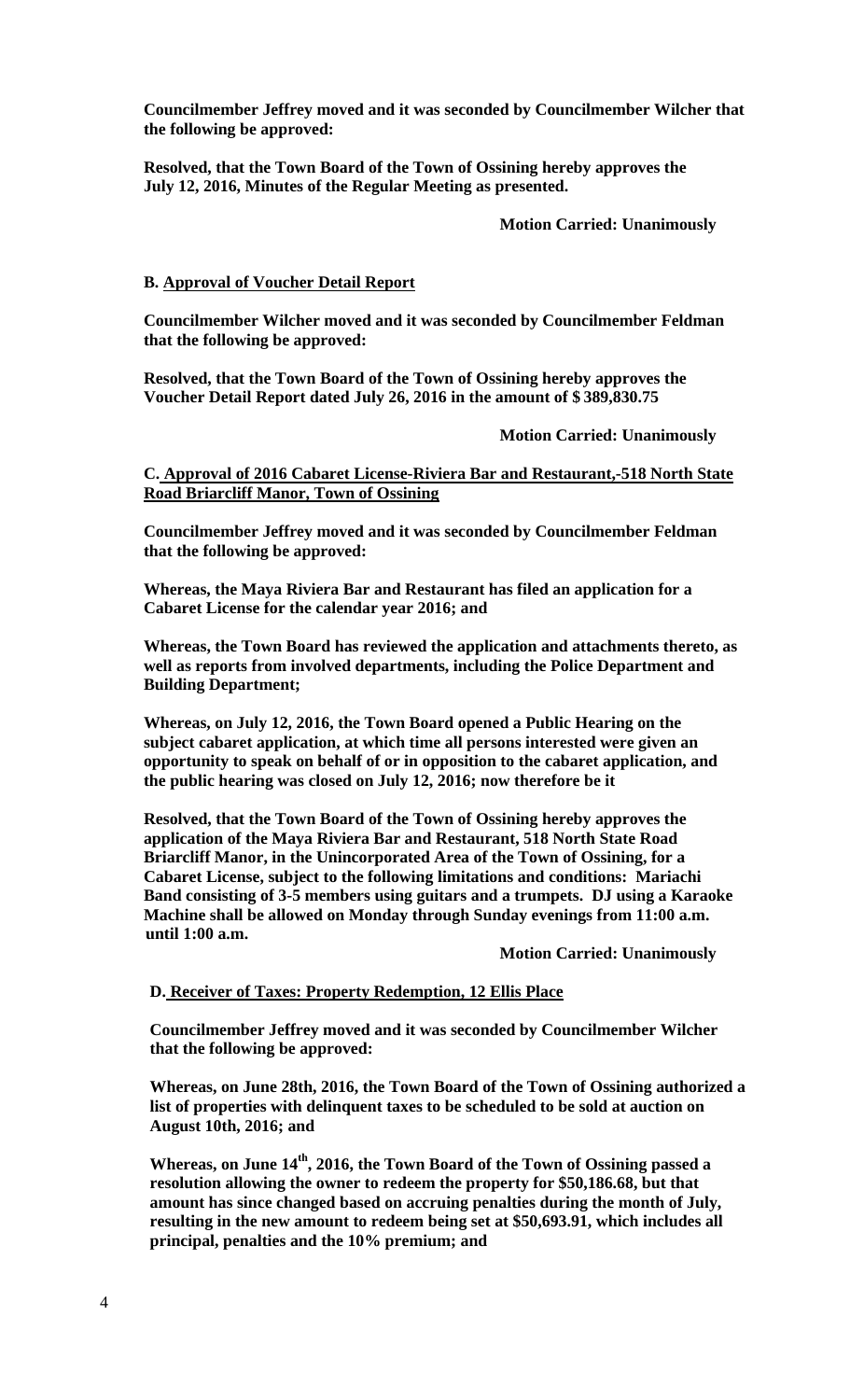**Councilmember Jeffrey moved and it was seconded by Councilmember Wilcher that the following be approved:**

**Resolved, that the Town Board of the Town of Ossining hereby approves the July 12, 2016, Minutes of the Regular Meeting as presented.**

**Motion Carried: Unanimously**

**B. <u>Approval of Voucher Detail Report</u>**

**Councilmember Wilcher moved and it was seconded by Councilmember Feldman that the following be approved:**

**Resolved, that the Town Board of the Town of Ossining hereby approves the Voucher Detail Report dated July 26, 2016 in the amount of $ 389,830.75**

**Motion Carried: Unanimously**

**C. <u>Approval of 2016 Cabaret License-Riviera Bar and Restaurant,-518 North State Road Briarcliff Manor, Town of Ossining</u>**

**Councilmember Jeffrey moved and it was seconded by Councilmember Feldman that the following be approved:**

**Whereas, the Maya Riviera Bar and Restaurant has filed an application for a Cabaret License for the calendar year 2016; and**

**Whereas, the Town Board has reviewed the application and attachments thereto, as well as reports from involved departments, including the Police Department and Building Department;**

**Whereas, on July 12, 2016, the Town Board opened a Public Hearing on the subject cabaret application, at which time all persons interested were given an opportunity to speak on behalf of or in opposition to the cabaret application, and the public hearing was closed on July 12, 2016; now therefore be it**

**Resolved, that the Town Board of the Town of Ossining hereby approves the application of the Maya Riviera Bar and Restaurant, 518 North State Road Briarcliff Manor, in the Unincorporated Area of the Town of Ossining, for a Cabaret License, subject to the following limitations and conditions: Mariachi Band consisting of 3-5 members using guitars and a trumpets. DJ using a Karaoke Machine shall be allowed on Monday through Sunday evenings from 11:00 a.m. until 1:00 a.m.**

**Motion Carried: Unanimously**

**D. <u>Receiver of Taxes: Property Redemption, 12 Ellis Place</u>**

**Councilmember Jeffrey moved and it was seconded by Councilmember Wilcher that the following be approved:**

**Whereas, on June 28th, 2016, the Town Board of the Town of Ossining authorized a list of properties with delinquent taxes to be scheduled to be sold at auction on August 10th, 2016; and**

**Whereas, on June 14th, 2016, the Town Board of the Town of Ossining passed a resolution allowing the owner to redeem the property for $50,186.68, but that amount has since changed based on accruing penalties during the month of July, resulting in the new amount to redeem being set at $50,693.91, which includes all principal, penalties and the 10% premium; and**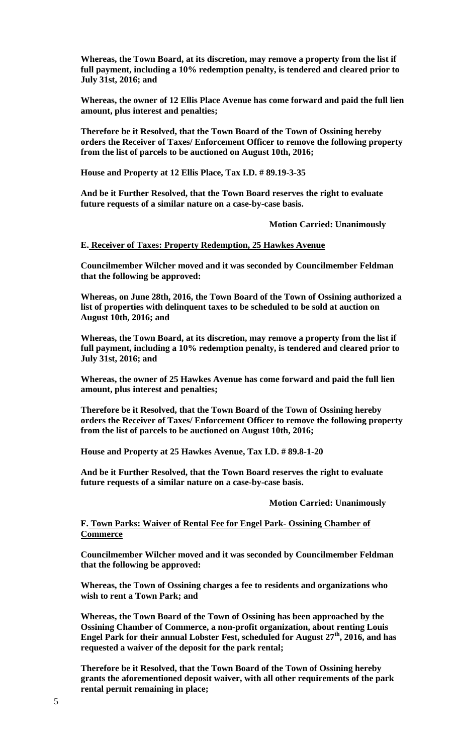**Whereas, the Town Board, at its discretion, may remove a property from the list if full payment, including a 10% redemption penalty, is tendered and cleared prior to July 31st, 2016; and**

**Whereas, the owner of 12 Ellis Place Avenue has come forward and paid the full lien amount, plus interest and penalties;**

**Therefore be it Resolved, that the Town Board of the Town of Ossining hereby orders the Receiver of Taxes/ Enforcement Officer to remove the following property from the list of parcels to be auctioned on August 10th, 2016;**

**House and Property at 12 Ellis Place, Tax I.D. # 89.19-3-35**

**And be it Further Resolved, that the Town Board reserves the right to evaluate future requests of a similar nature on a case-by-case basis.**

**Motion Carried: Unanimously**

**E. Receiver of Taxes: Property Redemption, 25 Hawkes Avenue**

**Councilmember Wilcher moved and it was seconded by Councilmember Feldman that the following be approved:**

**Whereas, on June 28th, 2016, the Town Board of the Town of Ossining authorized a list of properties with delinquent taxes to be scheduled to be sold at auction on August 10th, 2016; and**

**Whereas, the Town Board, at its discretion, may remove a property from the list if full payment, including a 10% redemption penalty, is tendered and cleared prior to July 31st, 2016; and**

**Whereas, the owner of 25 Hawkes Avenue has come forward and paid the full lien amount, plus interest and penalties;**

**Therefore be it Resolved, that the Town Board of the Town of Ossining hereby orders the Receiver of Taxes/ Enforcement Officer to remove the following property from the list of parcels to be auctioned on August 10th, 2016;**

**House and Property at 25 Hawkes Avenue, Tax I.D. # 89.8-1-20**

**And be it Further Resolved, that the Town Board reserves the right to evaluate future requests of a similar nature on a case-by-case basis.**

**Motion Carried: Unanimously**

**F. Town Parks: Waiver of Rental Fee for Engel Park- Ossining Chamber of Commerce**

**Councilmember Wilcher moved and it was seconded by Councilmember Feldman that the following be approved:**

**Whereas, the Town of Ossining charges a fee to residents and organizations who wish to rent a Town Park; and**

**Whereas, the Town Board of the Town of Ossining has been approached by the Ossining Chamber of Commerce, a non-profit organization, about renting Louis Engel Park for their annual Lobster Fest, scheduled for August 27th, 2016, and has requested a waiver of the deposit for the park rental;**

**Therefore be it Resolved, that the Town Board of the Town of Ossining hereby grants the aforementioned deposit waiver, with all other requirements of the park rental permit remaining in place;**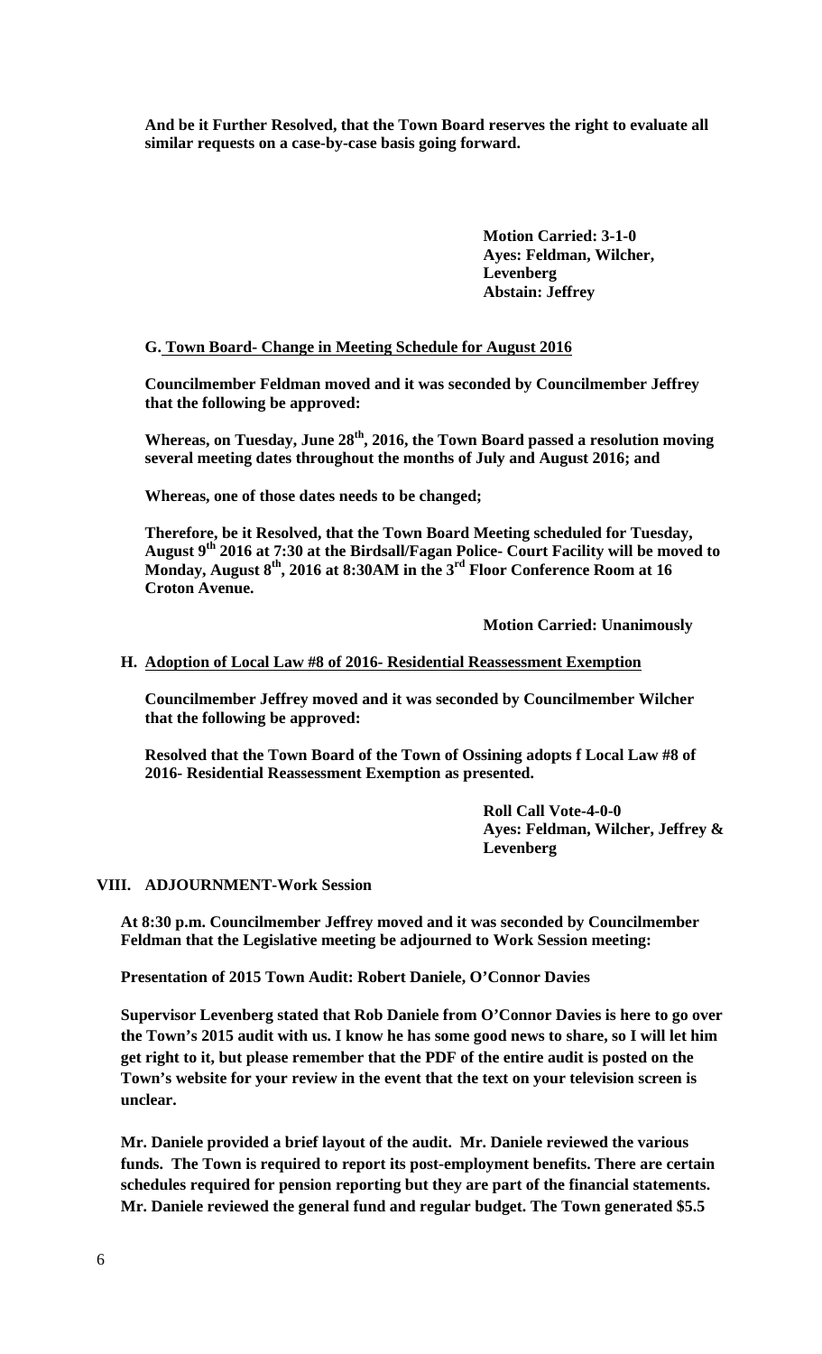**And be it Further Resolved, that the Town Board reserves the right to evaluate all similar requests on a case-by-case basis going forward.**

**Motion Carried: 3-1-0**
**Ayes: Feldman, Wilcher, Levenberg**
**Abstain: Jeffrey**

**G. Town Board- Change in Meeting Schedule for August 2016**

**Councilmember Feldman moved and it was seconded by Councilmember Jeffrey that the following be approved:**

**Whereas, on Tuesday, June 28th, 2016, the Town Board passed a resolution moving several meeting dates throughout the months of July and August 2016; and**

**Whereas, one of those dates needs to be changed;**

**Therefore, be it Resolved, that the Town Board Meeting scheduled for Tuesday, August 9th 2016 at 7:30 at the Birdsall/Fagan Police- Court Facility will be moved to Monday, August 8th, 2016 at 8:30AM in the 3rd Floor Conference Room at 16 Croton Avenue.**

**Motion Carried: Unanimously**

**H. Adoption of Local Law #8 of 2016- Residential Reassessment Exemption**

**Councilmember Jeffrey moved and it was seconded by Councilmember Wilcher that the following be approved:**

**Resolved that the Town Board of the Town of Ossining adopts f Local Law #8 of 2016- Residential Reassessment Exemption as presented.**

**Roll Call Vote-4-0-0**
**Ayes: Feldman, Wilcher, Jeffrey & Levenberg**

**VIII. ADJOURNMENT-Work Session**

**At 8:30 p.m. Councilmember Jeffrey moved and it was seconded by Councilmember Feldman that the Legislative meeting be adjourned to Work Session meeting:**

**Presentation of 2015 Town Audit: Robert Daniele, O'Connor Davies**

**Supervisor Levenberg stated that Rob Daniele from O'Connor Davies is here to go over the Town's 2015 audit with us. I know he has some good news to share, so I will let him get right to it, but please remember that the PDF of the entire audit is posted on the Town's website for your review in the event that the text on your television screen is unclear.**

**Mr. Daniele provided a brief layout of the audit. Mr. Daniele reviewed the various funds. The Town is required to report its post-employment benefits. There are certain schedules required for pension reporting but they are part of the financial statements. Mr. Daniele reviewed the general fund and regular budget. The Town generated $5.5**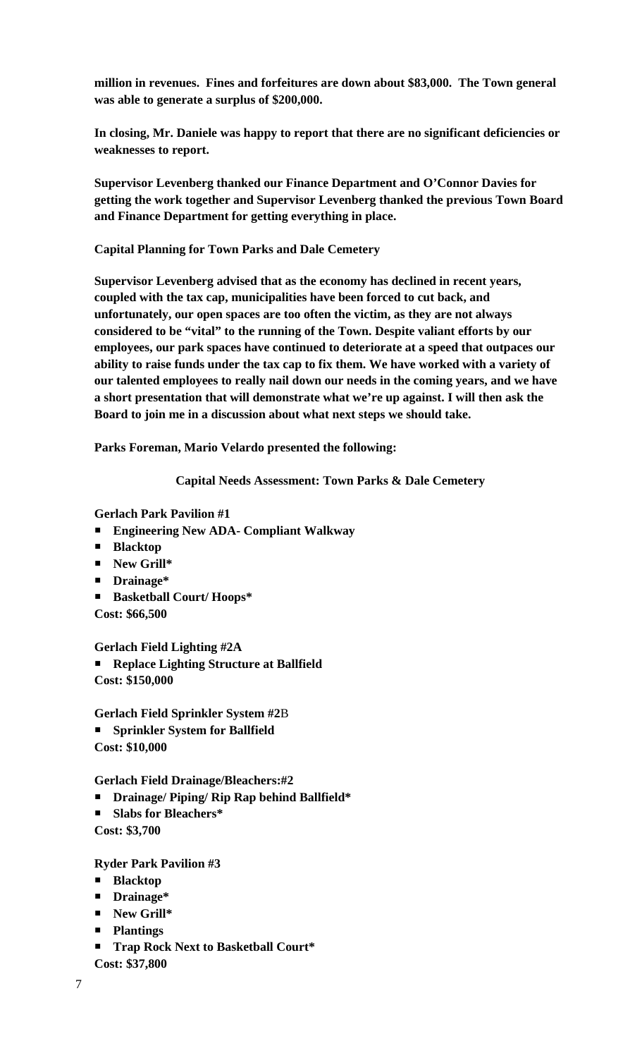**million in revenues. Fines and forfeitures are down about $83,000. The Town general was able to generate a surplus of $200,000.**

**In closing, Mr. Daniele was happy to report that there are no significant deficiencies or weaknesses to report.**

**Supervisor Levenberg thanked our Finance Department and O'Connor Davies for getting the work together and Supervisor Levenberg thanked the previous Town Board and Finance Department for getting everything in place.**

**Capital Planning for Town Parks and Dale Cemetery**

**Supervisor Levenberg advised that as the economy has declined in recent years, coupled with the tax cap, municipalities have been forced to cut back, and unfortunately, our open spaces are too often the victim, as they are not always considered to be "vital" to the running of the Town. Despite valiant efforts by our employees, our park spaces have continued to deteriorate at a speed that outpaces our ability to raise funds under the tax cap to fix them. We have worked with a variety of our talented employees to really nail down our needs in the coming years, and we have a short presentation that will demonstrate what we're up against. I will then ask the Board to join me in a discussion about what next steps we should take.**

**Parks Foreman, Mario Velardo presented the following:**

**Capital Needs Assessment: Town Parks & Dale Cemetery**

**Gerlach Park Pavilion #1**

- **Engineering New ADA- Compliant Walkway**
- **Blacktop**
- **New Grill***
- **Drainage***
- **Basketball Court/ Hoops***

**Cost: $66,500**

**Gerlach Field Lighting #2A**

- **Replace Lighting Structure at Ballfield**

**Cost: $150,000**

**Gerlach Field Sprinkler System #2**B

- **Sprinkler System for Ballfield**

**Cost: $10,000**

**Gerlach Field Drainage/Bleachers:#2**

- **Drainage/ Piping/ Rip Rap behind Ballfield***
- **Slabs for Bleachers***

**Cost: $3,700**

**Ryder Park Pavilion #3**

- **Blacktop**
- **Drainage***
- **New Grill***
- **Plantings**
- **Trap Rock Next to Basketball Court***

**Cost: $37,800**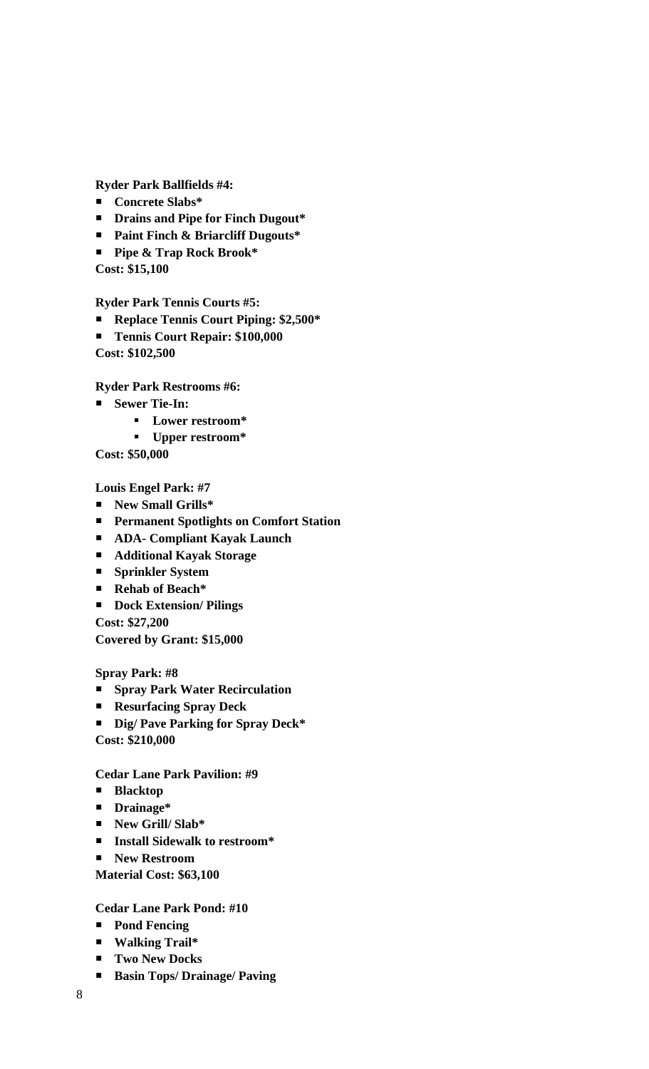**Ryder Park Ballfields #4:**

- **Concrete Slabs***
- **Drains and Pipe for Finch Dugout***
- **Paint Finch & Briarcliff Dugouts***
- **Pipe & Trap Rock Brook***

**Cost: $15,100**

**Ryder Park Tennis Courts #5:**

- **Replace Tennis Court Piping: $2,500***
- **Tennis Court Repair: $100,000**

**Cost: $102,500**

**Ryder Park Restrooms #6:**

- **Sewer Tie-In:**
  - **Lower restroom***
  - **Upper restroom***

**Cost: $50,000**

**Louis Engel Park: #7**

- **New Small Grills***
- **Permanent Spotlights on Comfort Station**
- **ADA- Compliant Kayak Launch**
- **Additional Kayak Storage**
- **Sprinkler System**
- **Rehab of Beach***
- **Dock Extension/ Pilings**

**Cost: $27,200**
**Covered by Grant: $15,000**

**Spray Park: #8**

- **Spray Park Water Recirculation**
- **Resurfacing Spray Deck**
- **Dig/ Pave Parking for Spray Deck***

**Cost: $210,000**

**Cedar Lane Park Pavilion: #9**

- **Blacktop**
- **Drainage***
- **New Grill/ Slab***
- **Install Sidewalk to restroom***
- **New Restroom**

**Material Cost: $63,100**

**Cedar Lane Park Pond: #10**

- **Pond Fencing**
- **Walking Trail***
- **Two New Docks**
- **Basin Tops/ Drainage/ Paving**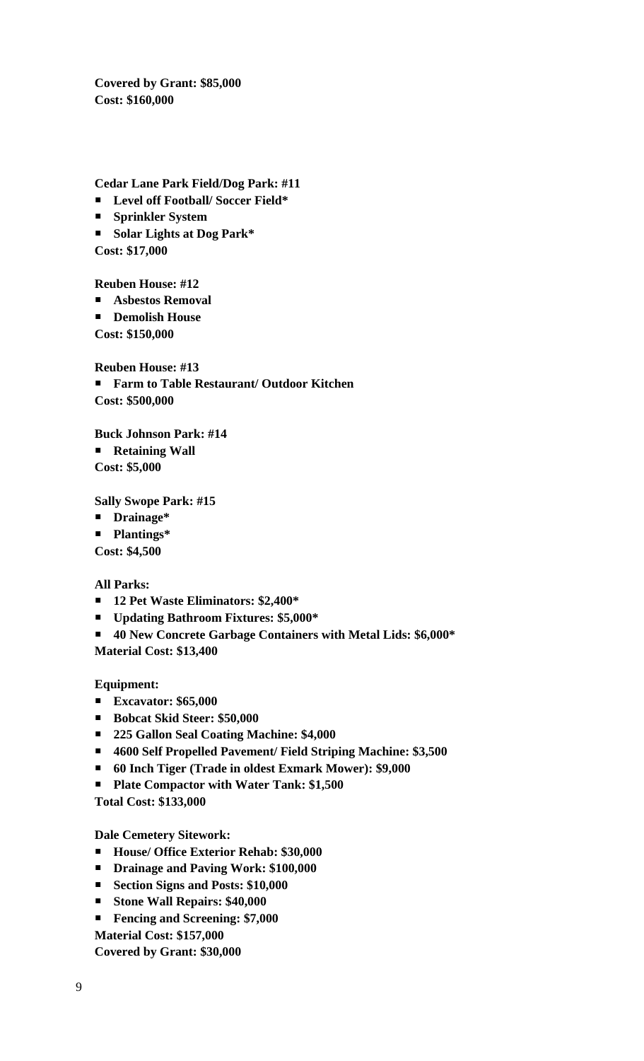**Covered by Grant: $85,000**
**Cost: $160,000**

**Cedar Lane Park Field/Dog Park: #11**

- **Level off Football/ Soccer Field***
- **Sprinkler System**
- **Solar Lights at Dog Park***

**Cost: $17,000**

**Reuben House: #12**

- **Asbestos Removal**
- **Demolish House**

**Cost: $150,000**

**Reuben House: #13**

- **Farm to Table Restaurant/ Outdoor Kitchen**

**Cost: $500,000**

**Buck Johnson Park: #14**

- **Retaining Wall**

**Cost: $5,000**

**Sally Swope Park: #15**

- **Drainage***
- **Plantings***

**Cost: $4,500**

**All Parks:**

- **12 Pet Waste Eliminators: $2,400***
- **Updating Bathroom Fixtures: $5,000***
- **40 New Concrete Garbage Containers with Metal Lids: $6,000***

**Material Cost: $13,400**

**Equipment:**

- **Excavator: $65,000**
- **Bobcat Skid Steer: $50,000**
- **225 Gallon Seal Coating Machine: $4,000**
- **4600 Self Propelled Pavement/ Field Striping Machine: $3,500**
- **60 Inch Tiger (Trade in oldest Exmark Mower): $9,000**
- **Plate Compactor with Water Tank: $1,500**

**Total Cost: $133,000**

**Dale Cemetery Sitework:**

- **House/ Office Exterior Rehab: $30,000**
- **Drainage and Paving Work: $100,000**
- **Section Signs and Posts: $10,000**
- **Stone Wall Repairs: $40,000**
- **Fencing and Screening: $7,000**

**Material Cost: $157,000**
**Covered by Grant: $30,000**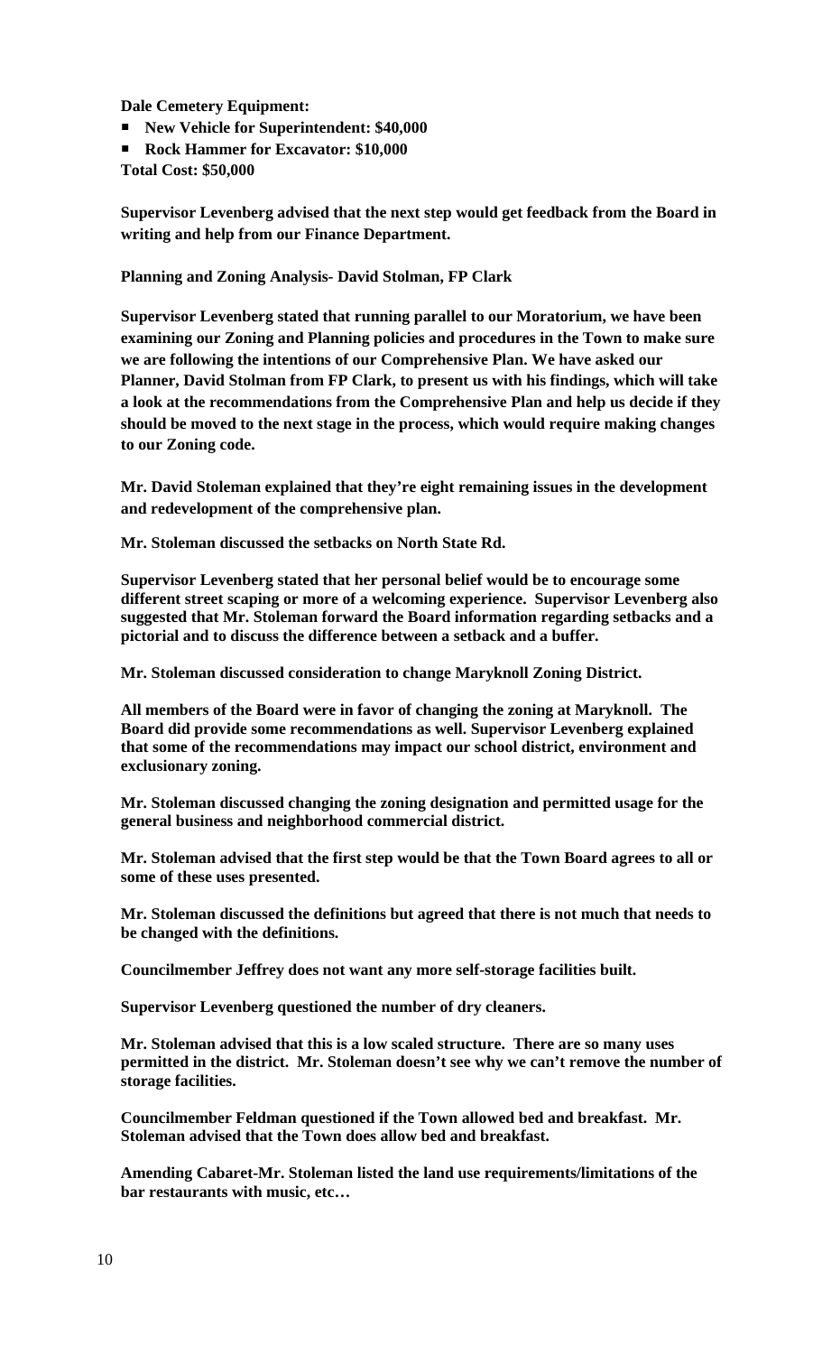**Dale Cemetery Equipment:**

- **New Vehicle for Superintendent: $40,000**
- **Rock Hammer for Excavator: $10,000**

**Total Cost: $50,000**

**Supervisor Levenberg advised that the next step would get feedback from the Board in writing and help from our Finance Department.**

**Planning and Zoning Analysis- David Stolman, FP Clark**

**Supervisor Levenberg stated that running parallel to our Moratorium, we have been examining our Zoning and Planning policies and procedures in the Town to make sure we are following the intentions of our Comprehensive Plan. We have asked our Planner, David Stolman from FP Clark, to present us with his findings, which will take a look at the recommendations from the Comprehensive Plan and help us decide if they should be moved to the next stage in the process, which would require making changes to our Zoning code.**

**Mr. David Stoleman explained that they're eight remaining issues in the development and redevelopment of the comprehensive plan.**

**Mr. Stoleman discussed the setbacks on North State Rd.**

**Supervisor Levenberg stated that her personal belief would be to encourage some different street scaping or more of a welcoming experience. Supervisor Levenberg also suggested that Mr. Stoleman forward the Board information regarding setbacks and a pictorial and to discuss the difference between a setback and a buffer.**

**Mr. Stoleman discussed consideration to change Maryknoll Zoning District.**

**All members of the Board were in favor of changing the zoning at Maryknoll. The Board did provide some recommendations as well. Supervisor Levenberg explained that some of the recommendations may impact our school district, environment and exclusionary zoning.**

**Mr. Stoleman discussed changing the zoning designation and permitted usage for the general business and neighborhood commercial district.**

**Mr. Stoleman advised that the first step would be that the Town Board agrees to all or some of these uses presented.**

**Mr. Stoleman discussed the definitions but agreed that there is not much that needs to be changed with the definitions.**

**Councilmember Jeffrey does not want any more self-storage facilities built.**

**Supervisor Levenberg questioned the number of dry cleaners.**

**Mr. Stoleman advised that this is a low scaled structure. There are so many uses permitted in the district. Mr. Stoleman doesn't see why we can't remove the number of storage facilities.**

**Councilmember Feldman questioned if the Town allowed bed and breakfast. Mr. Stoleman advised that the Town does allow bed and breakfast.**

**Amending Cabaret-Mr. Stoleman listed the land use requirements/limitations of the bar restaurants with music, etc…**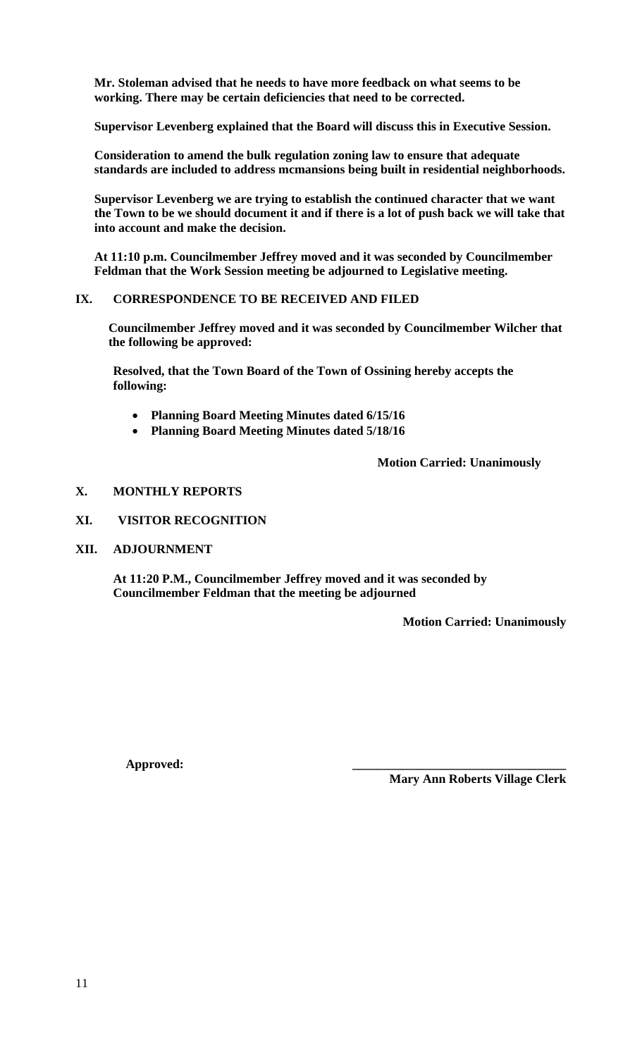**Mr. Stoleman advised that he needs to have more feedback on what seems to be working. There may be certain deficiencies that need to be corrected.**

**Supervisor Levenberg explained that the Board will discuss this in Executive Session.**

**Consideration to amend the bulk regulation zoning law to ensure that adequate standards are included to address mcmansions being built in residential neighborhoods.**

**Supervisor Levenberg we are trying to establish the continued character that we want the Town to be we should document it and if there is a lot of push back we will take that into account and make the decision.**

**At 11:10 p.m. Councilmember Jeffrey moved and it was seconded by Councilmember Feldman that the Work Session meeting be adjourned to Legislative meeting.**

## IX. CORRESPONDENCE TO BE RECEIVED AND FILED

**Councilmember Jeffrey moved and it was seconded by Councilmember Wilcher that the following be approved:**

**Resolved, that the Town Board of the Town of Ossining hereby accepts the following:**

- **Planning Board Meeting Minutes dated 6/15/16**
- **Planning Board Meeting Minutes dated 5/18/16**

**Motion Carried: Unanimously**

## X. MONTHLY REPORTS

## XI. VISITOR RECOGNITION

## XII. ADJOURNMENT

**At 11:20 P.M., Councilmember Jeffrey moved and it was seconded by Councilmember Feldman that the meeting be adjourned**

**Motion Carried: Unanimously**

**Approved:** ________________________________

**Mary Ann Roberts Village Clerk**